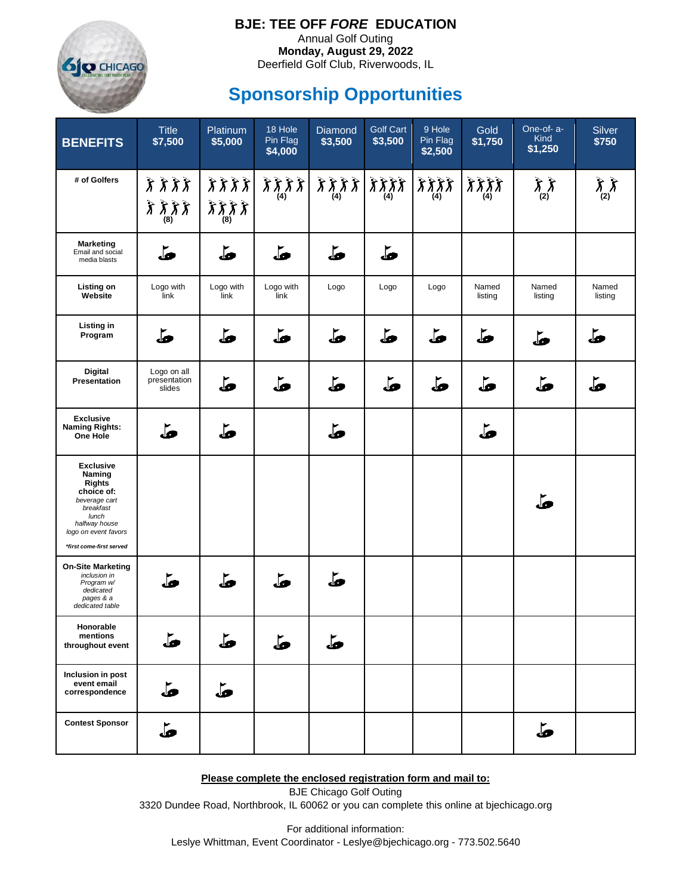# BJE: TEE OFF *FORE* EDUCATION

Annual Golf Outing
**Monday, August 29, 2022**
Deerfield Golf Club, Riverwoods, IL

## Sponsorship Opportunities

| BENEFITS | Title $7,500 | Platinum $5,000 | 18 Hole Pin Flag $4,000 | Diamond $3,500 | Golf Cart $3,500 | 9 Hole Pin Flag $2,500 | Gold $1,750 | One-of- a-Kind $1,250 | Silver $750 |
|---|---|---|---|---|---|---|---|---|---|
| **# of Golfers** | (8) | (8) | (4) | (4) | (4) | (4) | (4) | (2) | (2) |
| **Marketing** Email and social media blasts | ✓ | ✓ | ✓ | ✓ | ✓ | | | | |
| **Listing on Website** | Logo with link | Logo with link | Logo with link | Logo | Logo | Logo | Named listing | Named listing | Named listing |
| **Listing in Program** | ✓ | ✓ | ✓ | ✓ | ✓ | ✓ | ✓ | ✓ | ✓ |
| **Digital Presentation** | Logo on all presentation slides | ✓ | ✓ | ✓ | ✓ | ✓ | ✓ | ✓ | ✓ |
| **Exclusive Naming Rights: One Hole** | ✓ | ✓ | | ✓ | | | ✓ | | |
| **Exclusive Naming Rights choice of:** *beverage cart, breakfast, lunch, halfway house, logo on event favors* ***first come-first served** | | | | | | | | ✓ | |
| **On-Site Marketing** *inclusion in Program w/ dedicated pages & a dedicated table* | ✓ | ✓ | ✓ | ✓ | | | | | |
| **Honorable mentions throughout event** | ✓ | ✓ | ✓ | ✓ | | | | | |
| **Inclusion in post event email correspondence** | ✓ | ✓ | | | | | | | |
| **Contest Sponsor** | ✓ | | | | | | | ✓ | |

**Please complete the enclosed registration form and mail to:**

BJE Chicago Golf Outing
3320 Dundee Road, Northbrook, IL 60062 or you can complete this online at bjechicago.org

For additional information:
Leslye Whittman, Event Coordinator - Leslye@bjechicago.org - 773.502.5640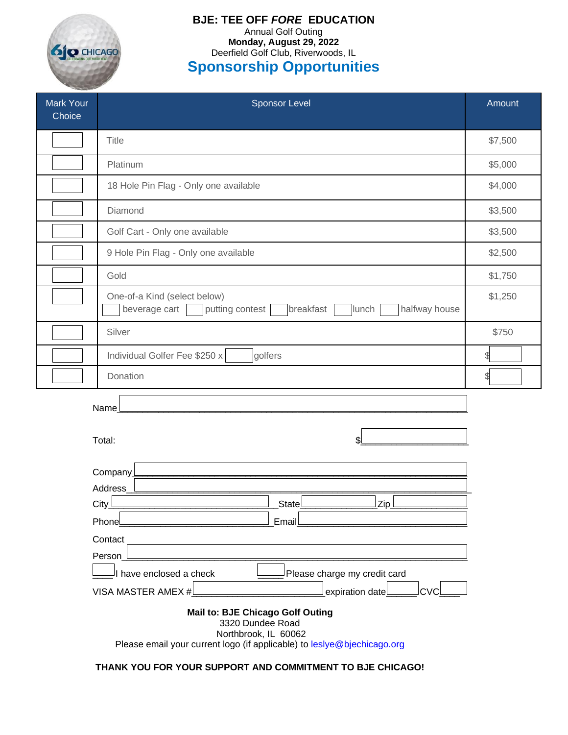# BJE: TEE OFF *FORE* EDUCATION

Annual Golf Outing
**Monday, August 29, 2022**
Deerfield Golf Club, Riverwoods, IL

## Sponsorship Opportunities

| Mark Your Choice | Sponsor Level | Amount |
|---|---|---|
| ☐ | Title | $7,500 |
| ☐ | Platinum | $5,000 |
| ☐ | 18 Hole Pin Flag - Only one available | $4,000 |
| ☐ | Diamond | $3,500 |
| ☐ | Golf Cart - Only one available | $3,500 |
| ☐ | 9 Hole Pin Flag - Only one available | $2,500 |
| ☐ | Gold | $1,750 |
| ☐ | One-of-a Kind (select below) ☐ beverage cart ☐ putting contest ☐ breakfast ☐ lunch ☐ halfway house | $1,250 |
| ☐ | Silver | $750 |
| ☐ | Individual Golfer Fee $250 x ____ golfers | $____ |
| ☐ | Donation | $____ |

Name________________________________________________

Total: $____________________

Company______________________________________________

Address______________________________________________

City______________________ State______________ Zip____________

Phone_____________________ Email______________________

Contact Person________________________________________

____ I have enclosed a check ____ Please charge my credit card

VISA MASTER AMEX #____________________ expiration date______ CVC____

**Mail to: BJE Chicago Golf Outing**
3320 Dundee Road
Northbrook, IL 60062
Please email your current logo (if applicable) to leslye@bjechicago.org

**THANK YOU FOR YOUR SUPPORT AND COMMITMENT TO BJE CHICAGO!**